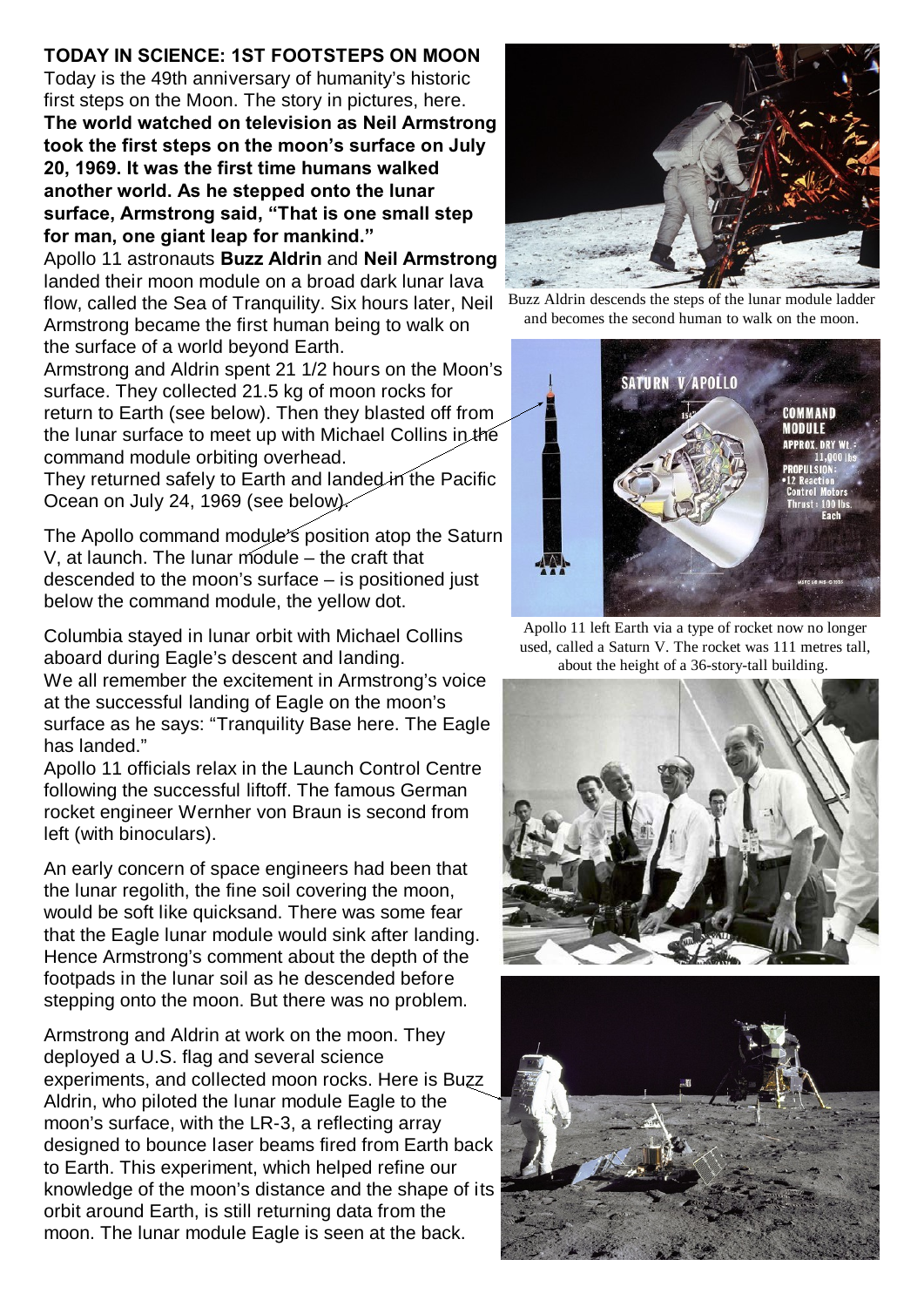**TODAY IN SCIENCE: 1ST FOOTSTEPS ON MOON**

Today is the 49th anniversary of humanity's historic first steps on the Moon. The story in pictures, here.

**The world watched on television as Neil Armstrong took the first steps on the moon's surface on July 20, 1969. It was the first time humans walked another world. As he stepped onto the lunar surface, Armstrong said, "That is one small step for man, one giant leap for mankind."**

Apollo 11 astronauts **Buzz Aldrin** and **Neil Armstrong** landed their moon module on a broad dark lunar lava flow, called the Sea of Tranquility. Six hours later, Neil Armstrong became the first human being to walk on the surface of a world beyond Earth.

Armstrong and Aldrin spent 21 1/2 hours on the Moon's surface. They collected 21.5 kg of moon rocks for return to Earth (see below). Then they blasted off from the lunar surface to meet up with Michael Collins in the command module orbiting overhead.

They returned safely to Earth and landed in the Pacific Ocean on July 24, 1969 (see below).

Buzz Aldrin descends the steps of the lunar module ladder and becomes the second human to walk on the moon.

The Apollo command module's position atop the Saturn V, at launch. The lunar module – the craft that descended to the moon's surface – is positioned just below the command module, the yellow dot.

Apollo 11 left Earth via a type of rocket now no longer used, called a Saturn V. The rocket was 111 metres tall, about the height of a 36-story-tall building.

Columbia stayed in lunar orbit with Michael Collins aboard during Eagle's descent and landing.

We all remember the excitement in Armstrong's voice at the successful landing of Eagle on the moon's surface as he says: "Tranquility Base here. The Eagle has landed."

Apollo 11 officials relax in the Launch Control Centre following the successful liftoff. The famous German rocket engineer Wernher von Braun is second from left (with binoculars).

An early concern of space engineers had been that the lunar regolith, the fine soil covering the moon, would be soft like quicksand. There was some fear that the Eagle lunar module would sink after landing. Hence Armstrong's comment about the depth of the footpads in the lunar soil as he descended before stepping onto the moon. But there was no problem.

Armstrong and Aldrin at work on the moon. They deployed a U.S. flag and several science experiments, and collected moon rocks. Here is Buzz Aldrin, who piloted the lunar module Eagle to the moon's surface, with the LR-3, a reflecting array designed to bounce laser beams fired from Earth back to Earth. This experiment, which helped refine our knowledge of the moon's distance and the shape of its orbit around Earth, is still returning data from the moon. The lunar module Eagle is seen at the back.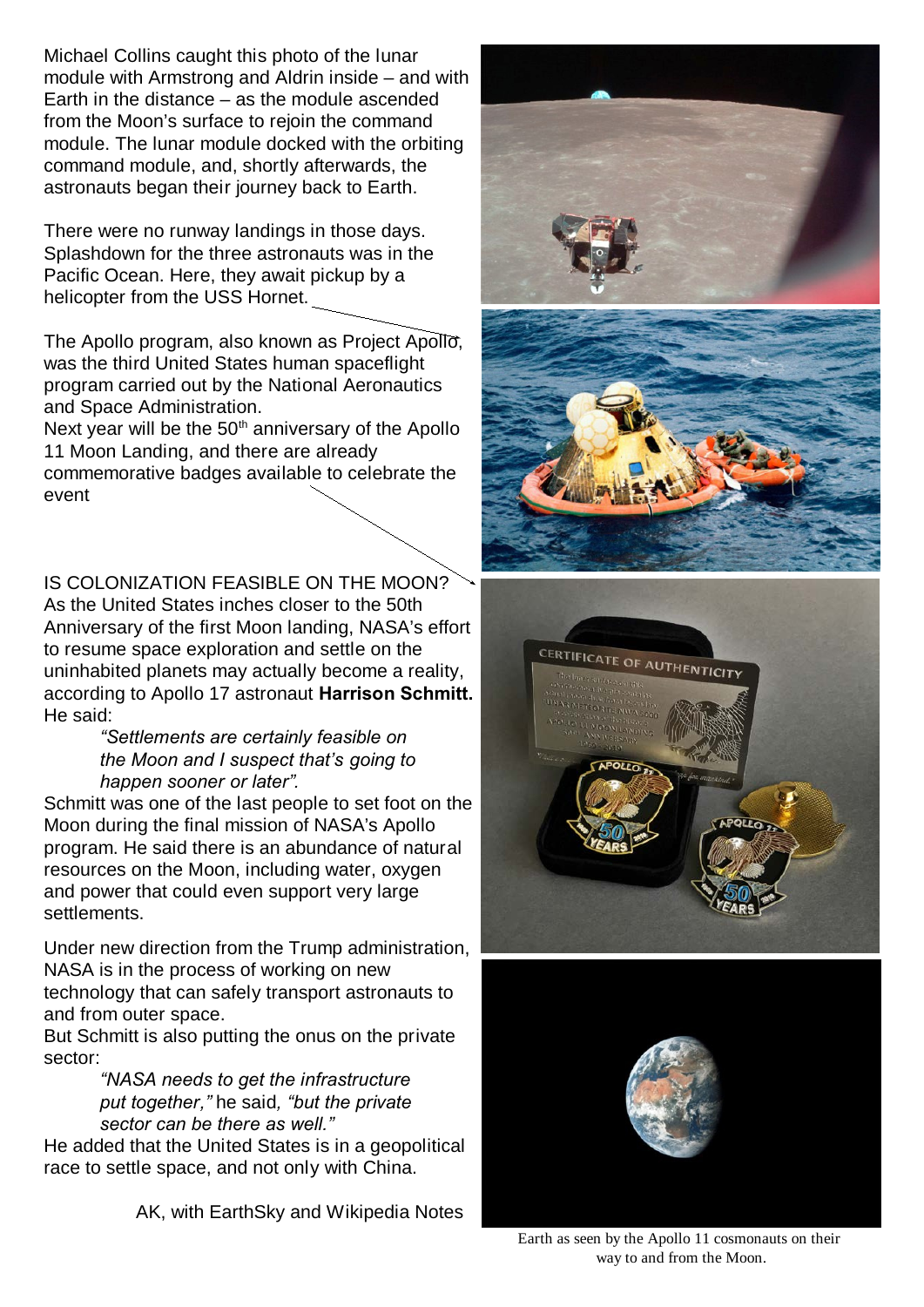Michael Collins caught this photo of the lunar module with Armstrong and Aldrin inside – and with Earth in the distance – as the module ascended from the Moon's surface to rejoin the command module. The lunar module docked with the orbiting command module, and, shortly afterwards, the astronauts began their journey back to Earth.

There were no runway landings in those days. Splashdown for the three astronauts was in the Pacific Ocean. Here, they await pickup by a helicopter from the USS Hornet.

The Apollo program, also known as Project Apollo, was the third United States human spaceflight program carried out by the National Aeronautics and Space Administration.

Next year will be the 50th anniversary of the Apollo 11 Moon Landing, and there are already commemorative badges available to celebrate the event

IS COLONIZATION FEASIBLE ON THE MOON?

As the United States inches closer to the 50th Anniversary of the first Moon landing, NASA's effort to resume space exploration and settle on the uninhabited planets may actually become a reality, according to Apollo 17 astronaut **Harrison Schmitt.** He said:

> *"Settlements are certainly feasible on the Moon and I suspect that's going to happen sooner or later".*

Schmitt was one of the last people to set foot on the Moon during the final mission of NASA's Apollo program. He said there is an abundance of natural resources on the Moon, including water, oxygen and power that could even support very large settlements.

Under new direction from the Trump administration, NASA is in the process of working on new technology that can safely transport astronauts to and from outer space.

But Schmitt is also putting the onus on the private sector:

> *"NASA needs to get the infrastructure put together,"* he said, *"but the private sector can be there as well."*

He added that the United States is in a geopolitical race to settle space, and not only with China.

AK, with EarthSky and Wikipedia Notes

Earth as seen by the Apollo 11 cosmonauts on their way to and from the Moon.